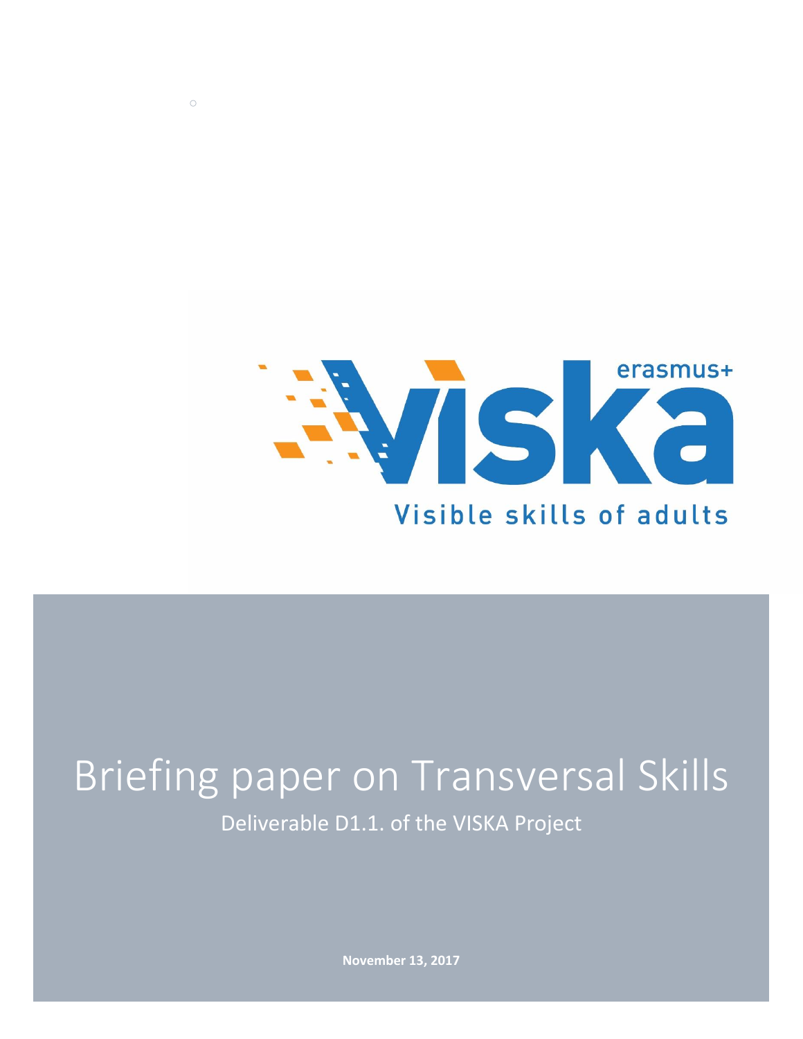erasmus+

viska

Visible skills of adults

# Briefing paper on Transversal Skills

Deliverable D1.1. of the VISKA Project

**November 13, 2017**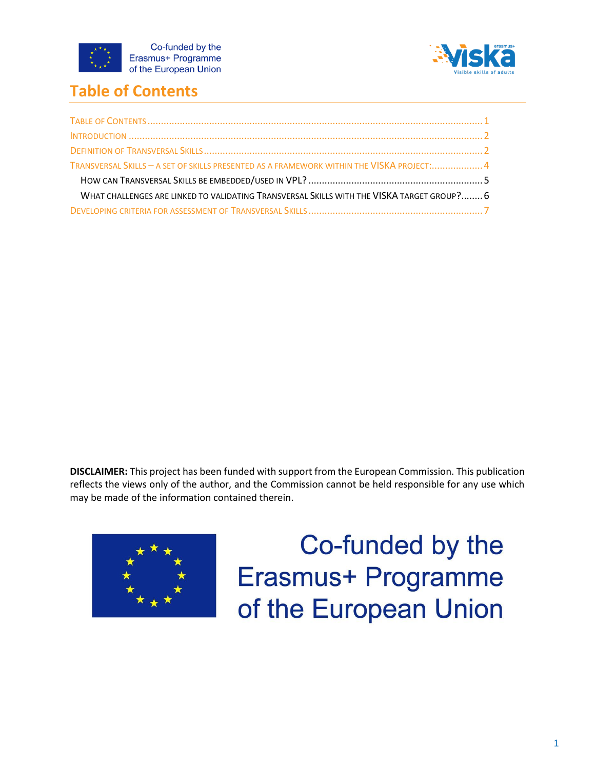# Table of Contents

TABLE OF CONTENTS ........................................................................................................................... 1
INTRODUCTION ................................................................................................................................. 2
DEFINITION OF TRANSVERSAL SKILLS ...................................................................................................... 2
TRANSVERSAL SKILLS – A SET OF SKILLS PRESENTED AS A FRAMEWORK WITHIN THE VISKA PROJECT:................... 4
  HOW CAN TRANSVERSAL SKILLS BE EMBEDDED/USED IN VPL? ................................................................. 5
  WHAT CHALLENGES ARE LINKED TO VALIDATING TRANSVERSAL SKILLS WITH THE VISKA TARGET GROUP?........ 6
DEVELOPING CRITERIA FOR ASSESSMENT OF TRANSVERSAL SKILLS ................................................................ 7

**DISCLAIMER:** This project has been funded with support from the European Commission. This publication reflects the views only of the author, and the Commission cannot be held responsible for any use which may be made of the information contained therein.

Co-funded by the Erasmus+ Programme of the European Union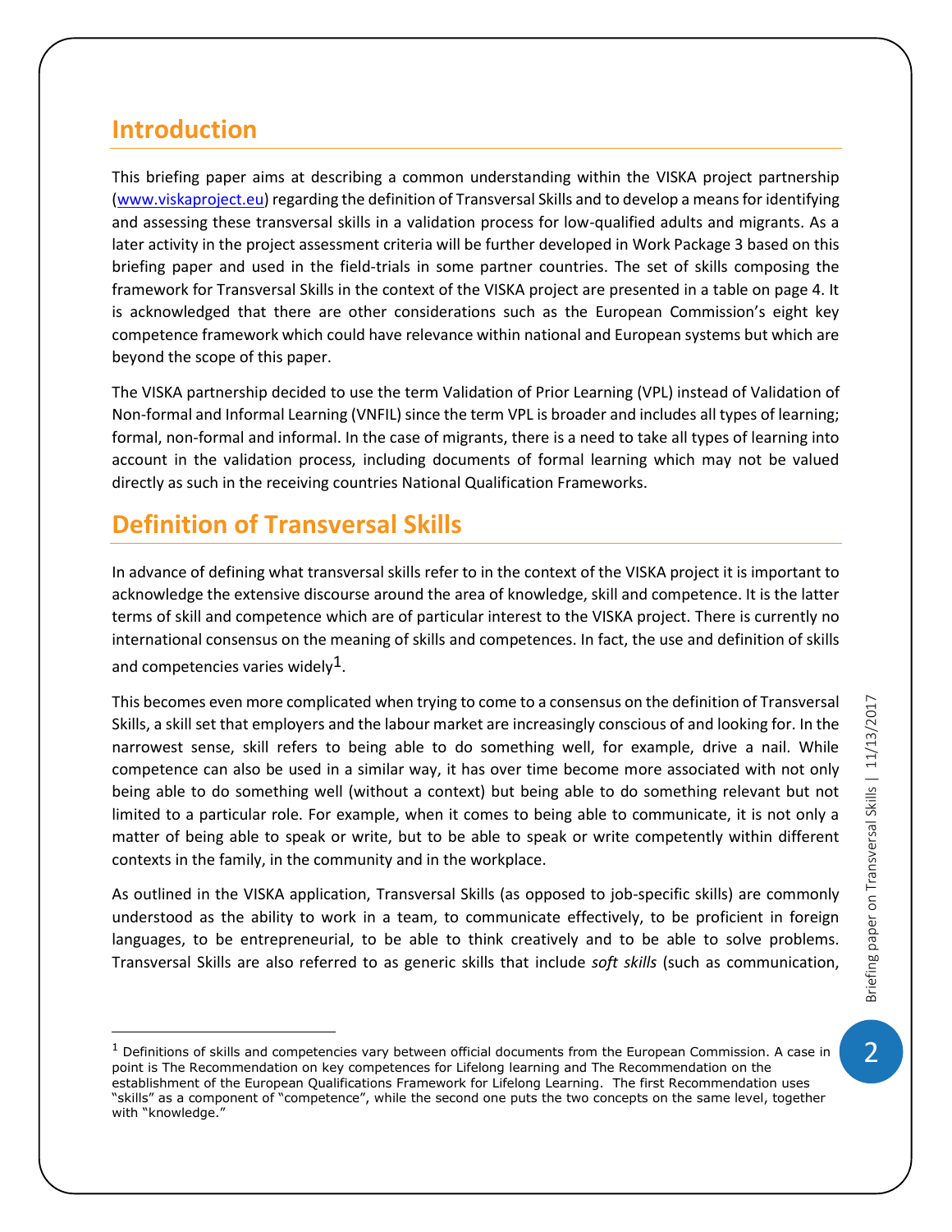## Introduction

This briefing paper aims at describing a common understanding within the VISKA project partnership (www.viskaproject.eu) regarding the definition of Transversal Skills and to develop a means for identifying and assessing these transversal skills in a validation process for low-qualified adults and migrants. As a later activity in the project assessment criteria will be further developed in Work Package 3 based on this briefing paper and used in the field-trials in some partner countries. The set of skills composing the framework for Transversal Skills in the context of the VISKA project are presented in a table on page 4. It is acknowledged that there are other considerations such as the European Commission's eight key competence framework which could have relevance within national and European systems but which are beyond the scope of this paper.

The VISKA partnership decided to use the term Validation of Prior Learning (VPL) instead of Validation of Non-formal and Informal Learning (VNFIL) since the term VPL is broader and includes all types of learning; formal, non-formal and informal. In the case of migrants, there is a need to take all types of learning into account in the validation process, including documents of formal learning which may not be valued directly as such in the receiving countries National Qualification Frameworks.

## Definition of Transversal Skills

In advance of defining what transversal skills refer to in the context of the VISKA project it is important to acknowledge the extensive discourse around the area of knowledge, skill and competence. It is the latter terms of skill and competence which are of particular interest to the VISKA project. There is currently no international consensus on the meaning of skills and competences. In fact, the use and definition of skills and competencies varies widely[1].

This becomes even more complicated when trying to come to a consensus on the definition of Transversal Skills, a skill set that employers and the labour market are increasingly conscious of and looking for. In the narrowest sense, skill refers to being able to do something well, for example, drive a nail. While competence can also be used in a similar way, it has over time become more associated with not only being able to do something well (without a context) but being able to do something relevant but not limited to a particular role. For example, when it comes to being able to communicate, it is not only a matter of being able to speak or write, but to be able to speak or write competently within different contexts in the family, in the community and in the workplace.

As outlined in the VISKA application, Transversal Skills (as opposed to job-specific skills) are commonly understood as the ability to work in a team, to communicate effectively, to be proficient in foreign languages, to be entrepreneurial, to be able to think creatively and to be able to solve problems. Transversal Skills are also referred to as generic skills that include *soft skills* (such as communication,

[1] Definitions of skills and competencies vary between official documents from the European Commission. A case in point is The Recommendation on key competences for Lifelong learning and The Recommendation on the establishment of the European Qualifications Framework for Lifelong Learning. The first Recommendation uses "skills" as a component of "competence", while the second one puts the two concepts on the same level, together with "knowledge."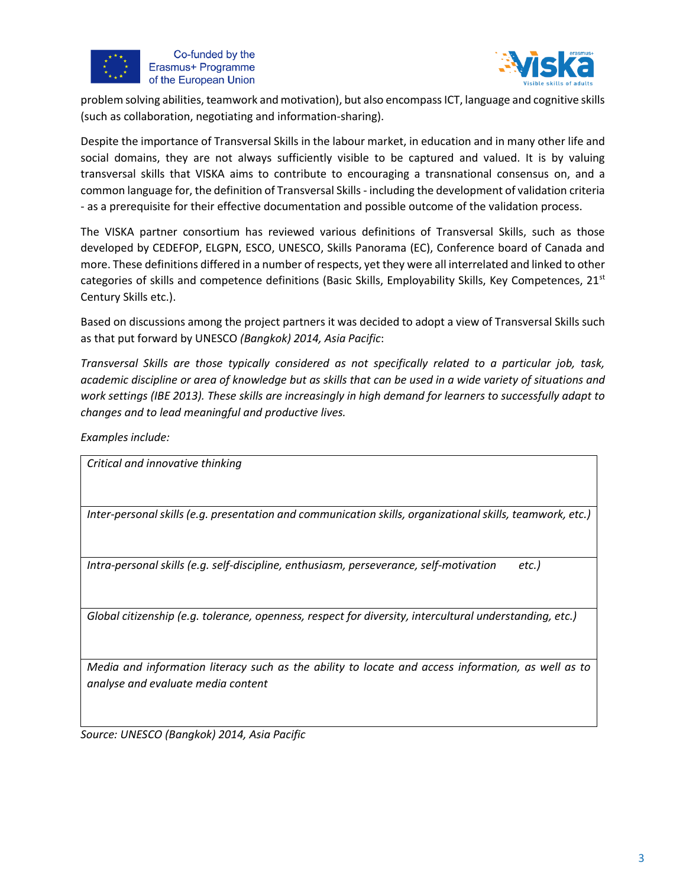problem solving abilities, teamwork and motivation), but also encompass ICT, language and cognitive skills (such as collaboration, negotiating and information-sharing).

Despite the importance of Transversal Skills in the labour market, in education and in many other life and social domains, they are not always sufficiently visible to be captured and valued. It is by valuing transversal skills that VISKA aims to contribute to encouraging a transnational consensus on, and a common language for, the definition of Transversal Skills - including the development of validation criteria - as a prerequisite for their effective documentation and possible outcome of the validation process.

The VISKA partner consortium has reviewed various definitions of Transversal Skills, such as those developed by CEDEFOP, ELGPN, ESCO, UNESCO, Skills Panorama (EC), Conference board of Canada and more. These definitions differed in a number of respects, yet they were all interrelated and linked to other categories of skills and competence definitions (Basic Skills, Employability Skills, Key Competences, 21st Century Skills etc.).

Based on discussions among the project partners it was decided to adopt a view of Transversal Skills such as that put forward by UNESCO *(Bangkok) 2014, Asia Pacific*:

*Transversal Skills are those typically considered as not specifically related to a particular job, task, academic discipline or area of knowledge but as skills that can be used in a wide variety of situations and work settings (IBE 2013). These skills are increasingly in high demand for learners to successfully adapt to changes and to lead meaningful and productive lives.*

*Examples include:*

| |
|---|
| *Critical and innovative thinking* |
| *Inter-personal skills (e.g. presentation and communication skills, organizational skills, teamwork, etc.)* |
| *Intra-personal skills (e.g. self-discipline, enthusiasm, perseverance, self-motivation etc.)* |
| *Global citizenship (e.g. tolerance, openness, respect for diversity, intercultural understanding, etc.)* |
| *Media and information literacy such as the ability to locate and access information, as well as to analyse and evaluate media content* |

*Source: UNESCO (Bangkok) 2014, Asia Pacific*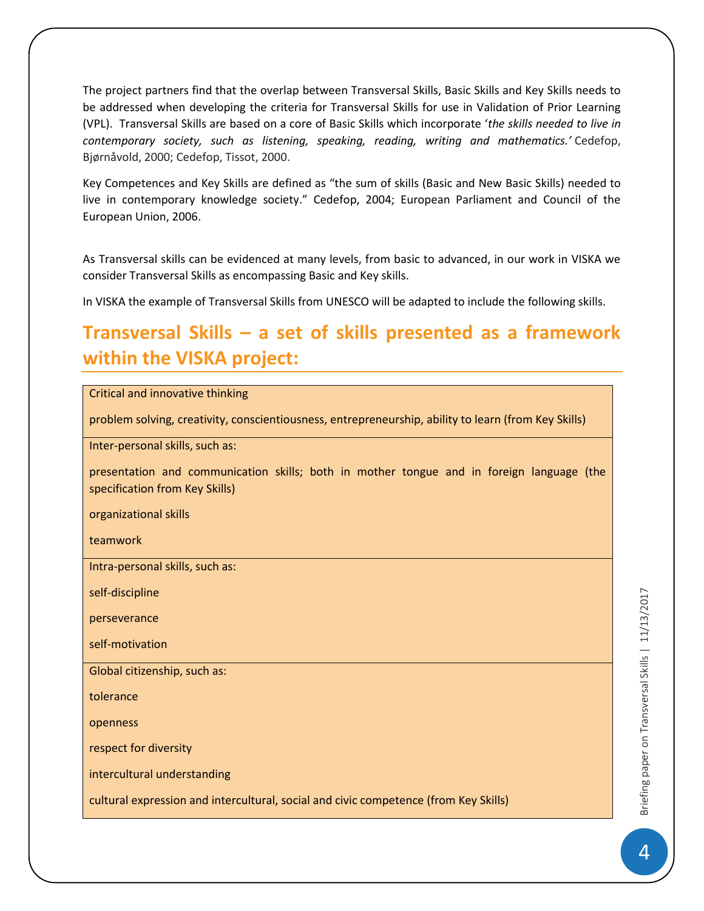The project partners find that the overlap between Transversal Skills, Basic Skills and Key Skills needs to be addressed when developing the criteria for Transversal Skills for use in Validation of Prior Learning (VPL). Transversal Skills are based on a core of Basic Skills which incorporate '*the skills needed to live in contemporary society, such as listening, speaking, reading, writing and mathematics.'* Cedefop, Bjørnåvold, 2000; Cedefop, Tissot, 2000.

Key Competences and Key Skills are defined as "the sum of skills (Basic and New Basic Skills) needed to live in contemporary knowledge society." Cedefop, 2004; European Parliament and Council of the European Union, 2006.

As Transversal skills can be evidenced at many levels, from basic to advanced, in our work in VISKA we consider Transversal Skills as encompassing Basic and Key skills.

In VISKA the example of Transversal Skills from UNESCO will be adapted to include the following skills.

## Transversal Skills – a set of skills presented as a framework within the VISKA project:

| Transversal Skills |
|---|
| Critical and innovative thinking<br><br>problem solving, creativity, conscientiousness, entrepreneurship, ability to learn (from Key Skills) |
| Inter-personal skills, such as:<br><br>presentation and communication skills; both in mother tongue and in foreign language (the specification from Key Skills)<br><br>organizational skills<br><br>teamwork |
| Intra-personal skills, such as:<br><br>self-discipline<br><br>perseverance<br><br>self-motivation |
| Global citizenship, such as:<br><br>tolerance<br><br>openness<br><br>respect for diversity<br><br>intercultural understanding<br><br>cultural expression and intercultural, social and civic competence (from Key Skills) |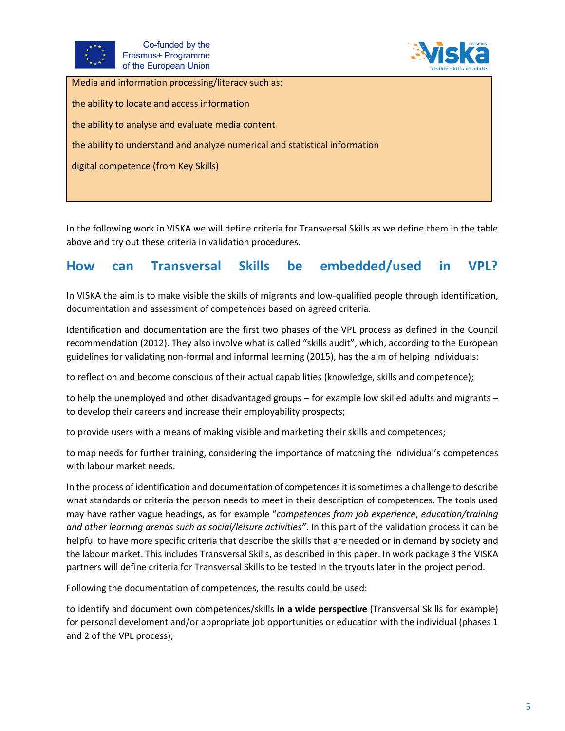| Media and information processing/literacy such as: |
| --- |
| the ability to locate and access information |
| the ability to analyse and evaluate media content |
| the ability to understand and analyze numerical and statistical information |
| digital competence (from Key Skills) |

In the following work in VISKA we will define criteria for Transversal Skills as we define them in the table above and try out these criteria in validation procedures.

## How can Transversal Skills be embedded/used in VPL?

In VISKA the aim is to make visible the skills of migrants and low-qualified people through identification, documentation and assessment of competences based on agreed criteria.

Identification and documentation are the first two phases of the VPL process as defined in the Council recommendation (2012). They also involve what is called "skills audit", which, according to the European guidelines for validating non-formal and informal learning (2015), has the aim of helping individuals:

to reflect on and become conscious of their actual capabilities (knowledge, skills and competence);

to help the unemployed and other disadvantaged groups – for example low skilled adults and migrants – to develop their careers and increase their employability prospects;

to provide users with a means of making visible and marketing their skills and competences;

to map needs for further training, considering the importance of matching the individual's competences with labour market needs.

In the process of identification and documentation of competences it is sometimes a challenge to describe what standards or criteria the person needs to meet in their description of competences. The tools used may have rather vague headings, as for example "*competences from job experience*, *education/training and other learning arenas such as social/leisure activities"*. In this part of the validation process it can be helpful to have more specific criteria that describe the skills that are needed or in demand by society and the labour market. This includes Transversal Skills, as described in this paper. In work package 3 the VISKA partners will define criteria for Transversal Skills to be tested in the tryouts later in the project period.

Following the documentation of competences, the results could be used:

to identify and document own competences/skills **in a wide perspective** (Transversal Skills for example) for personal develoment and/or appropriate job opportunities or education with the individual (phases 1 and 2 of the VPL process);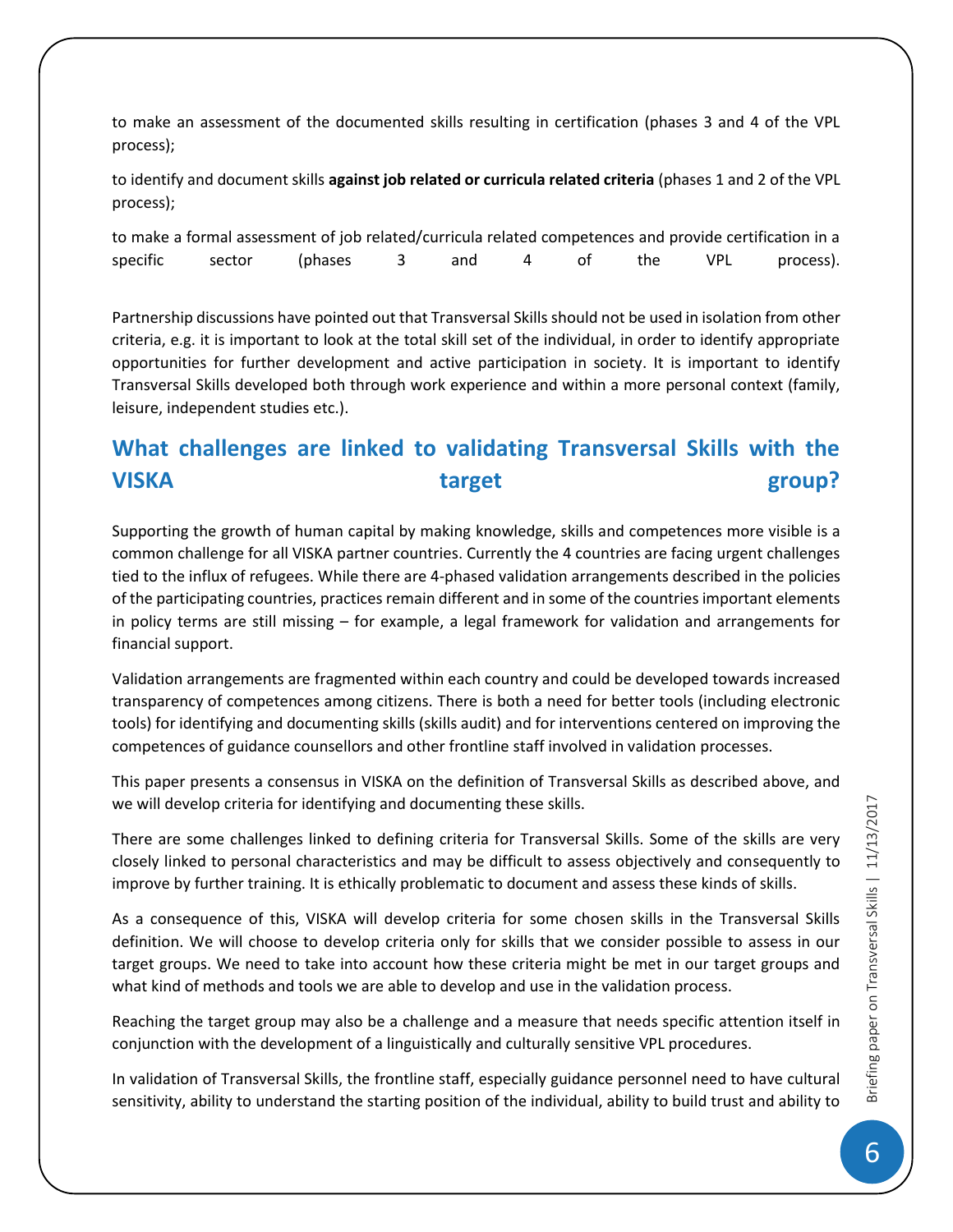to make an assessment of the documented skills resulting in certification (phases 3 and 4 of the VPL process);

to identify and document skills **against job related or curricula related criteria** (phases 1 and 2 of the VPL process);

to make a formal assessment of job related/curricula related competences and provide certification in a specific sector (phases 3 and 4 of the VPL process).

Partnership discussions have pointed out that Transversal Skills should not be used in isolation from other criteria, e.g. it is important to look at the total skill set of the individual, in order to identify appropriate opportunities for further development and active participation in society. It is important to identify Transversal Skills developed both through work experience and within a more personal context (family, leisure, independent studies etc.).

## What challenges are linked to validating Transversal Skills with the VISKA target group?

Supporting the growth of human capital by making knowledge, skills and competences more visible is a common challenge for all VISKA partner countries. Currently the 4 countries are facing urgent challenges tied to the influx of refugees. While there are 4-phased validation arrangements described in the policies of the participating countries, practices remain different and in some of the countries important elements in policy terms are still missing – for example, a legal framework for validation and arrangements for financial support.

Validation arrangements are fragmented within each country and could be developed towards increased transparency of competences among citizens. There is both a need for better tools (including electronic tools) for identifying and documenting skills (skills audit) and for interventions centered on improving the competences of guidance counsellors and other frontline staff involved in validation processes.

This paper presents a consensus in VISKA on the definition of Transversal Skills as described above, and we will develop criteria for identifying and documenting these skills.

There are some challenges linked to defining criteria for Transversal Skills. Some of the skills are very closely linked to personal characteristics and may be difficult to assess objectively and consequently to improve by further training. It is ethically problematic to document and assess these kinds of skills.

As a consequence of this, VISKA will develop criteria for some chosen skills in the Transversal Skills definition. We will choose to develop criteria only for skills that we consider possible to assess in our target groups. We need to take into account how these criteria might be met in our target groups and what kind of methods and tools we are able to develop and use in the validation process.

Reaching the target group may also be a challenge and a measure that needs specific attention itself in conjunction with the development of a linguistically and culturally sensitive VPL procedures.

In validation of Transversal Skills, the frontline staff, especially guidance personnel need to have cultural sensitivity, ability to understand the starting position of the individual, ability to build trust and ability to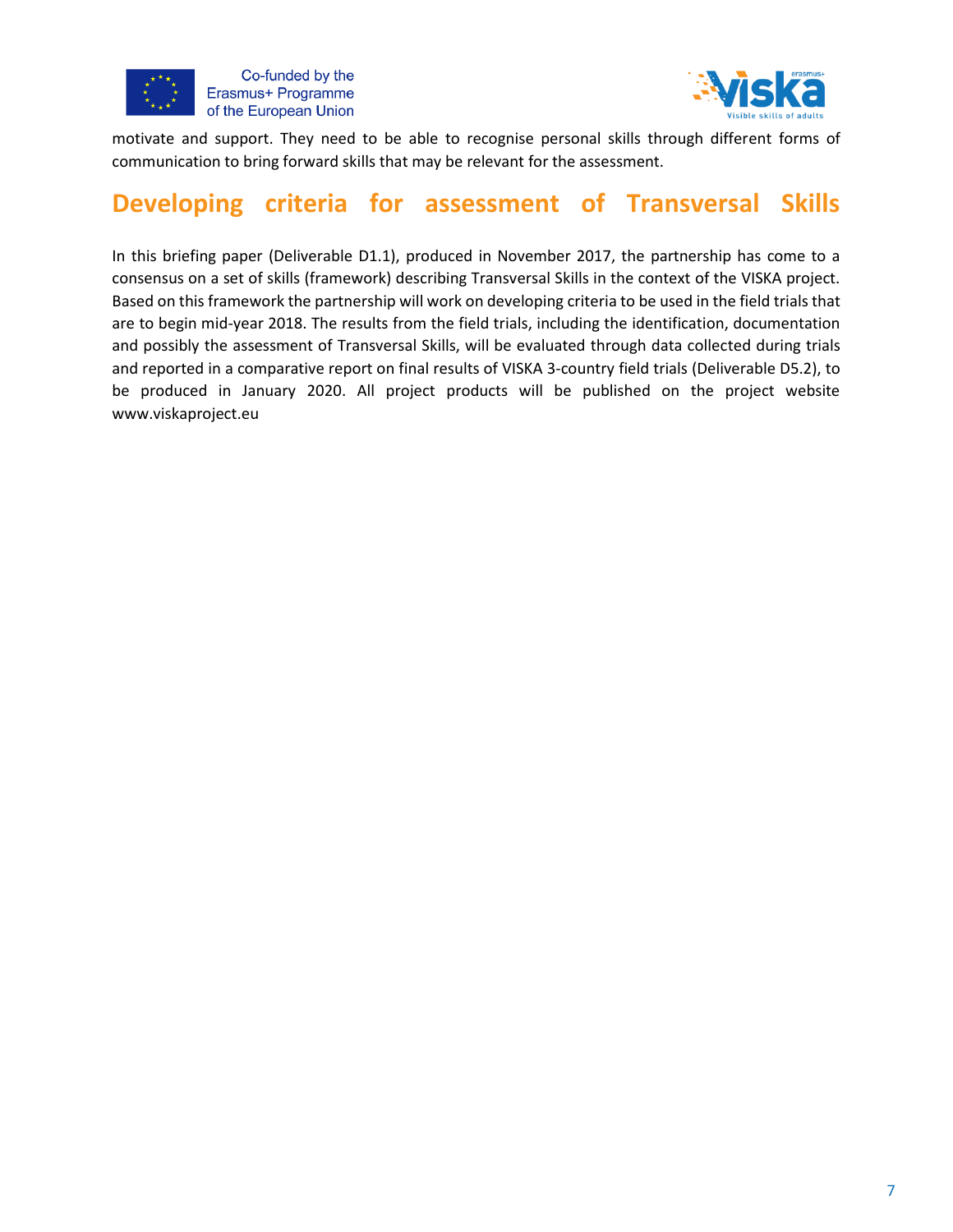motivate and support. They need to be able to recognise personal skills through different forms of communication to bring forward skills that may be relevant for the assessment.

## Developing criteria for assessment of Transversal Skills

In this briefing paper (Deliverable D1.1), produced in November 2017, the partnership has come to a consensus on a set of skills (framework) describing Transversal Skills in the context of the VISKA project. Based on this framework the partnership will work on developing criteria to be used in the field trials that are to begin mid-year 2018. The results from the field trials, including the identification, documentation and possibly the assessment of Transversal Skills, will be evaluated through data collected during trials and reported in a comparative report on final results of VISKA 3-country field trials (Deliverable D5.2), to be produced in January 2020. All project products will be published on the project website www.viskaproject.eu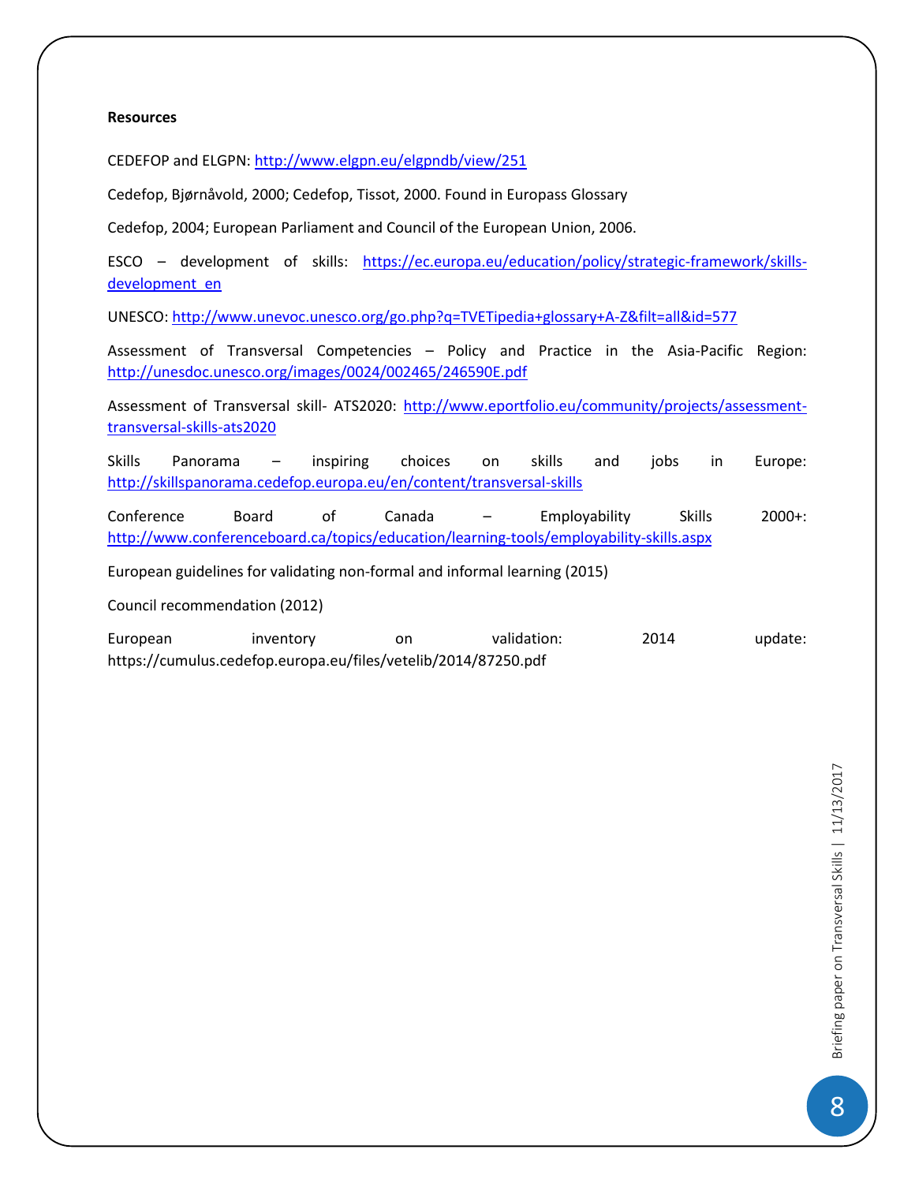**Resources**

CEDEFOP and ELGPN: http://www.elgpn.eu/elgpndb/view/251

Cedefop, Bjørnåvold, 2000; Cedefop, Tissot, 2000. Found in Europass Glossary

Cedefop, 2004; European Parliament and Council of the European Union, 2006.

ESCO – development of skills: https://ec.europa.eu/education/policy/strategic-framework/skills-development_en

UNESCO: http://www.unevoc.unesco.org/go.php?q=TVETipedia+glossary+A-Z&filt=all&id=577

Assessment of Transversal Competencies – Policy and Practice in the Asia-Pacific Region: http://unesdoc.unesco.org/images/0024/002465/246590E.pdf

Assessment of Transversal skill- ATS2020: http://www.eportfolio.eu/community/projects/assessment-transversal-skills-ats2020

Skills Panorama – inspiring choices on skills and jobs in Europe: http://skillspanorama.cedefop.europa.eu/en/content/transversal-skills

Conference Board of Canada – Employability Skills 2000+: http://www.conferenceboard.ca/topics/education/learning-tools/employability-skills.aspx

European guidelines for validating non-formal and informal learning (2015)

Council recommendation (2012)

European inventory on validation: 2014 update: https://cumulus.cedefop.europa.eu/files/vetelib/2014/87250.pdf